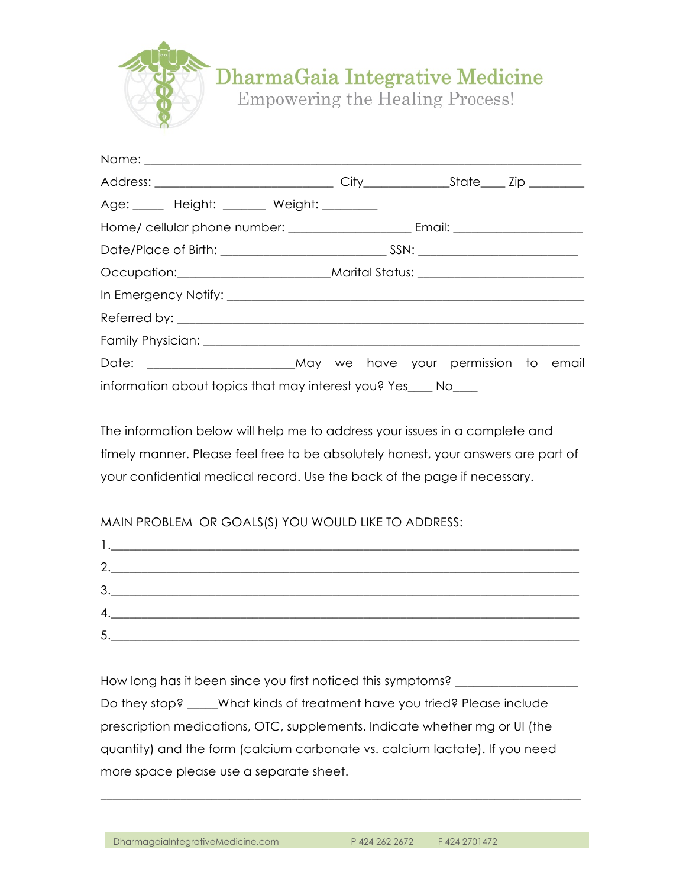# DharmaGaia Integrative Medicine

Empowering the Healing Process!

Name: ___________________________________________________________________

Address: ___________________________ City_____________State____ Zip ________

Age: _____ Height: _______ Weight: _________

Home/ cellular phone number: ___________________ Email: ____________________

Date/Place of Birth: _________________________ SSN: ________________________

Occupation:______________________Marital Status: _________________________

In Emergency Notify: _______________________________________________________

Referred by: _______________________________________________________________

Family Physician: ___________________________________________________________

Date: ______________________May we have your permission to email information about topics that may interest you? Yes____ No____

The information below will help me to address your issues in a complete and timely manner. Please feel free to be absolutely honest, your answers are part of your confidential medical record. Use the back of the page if necessary.

MAIN PROBLEM OR GOALS(S) YOU WOULD LIKE TO ADDRESS:

1.________________________________________________________________________

2.________________________________________________________________________

3.________________________________________________________________________

4.________________________________________________________________________

5.________________________________________________________________________

How long has it been since you first noticed this symptoms? ___________________

Do they stop? _____What kinds of treatment have you tried? Please include prescription medications, OTC, supplements. Indicate whether mg or UI (the quantity) and the form (calcium carbonate vs. calcium lactate). If you need more space please use a separate sheet.

__________________________________________________________________________

DharmagaiaIntegrativeMedicine.com P 424 262 2672 F 424 2701472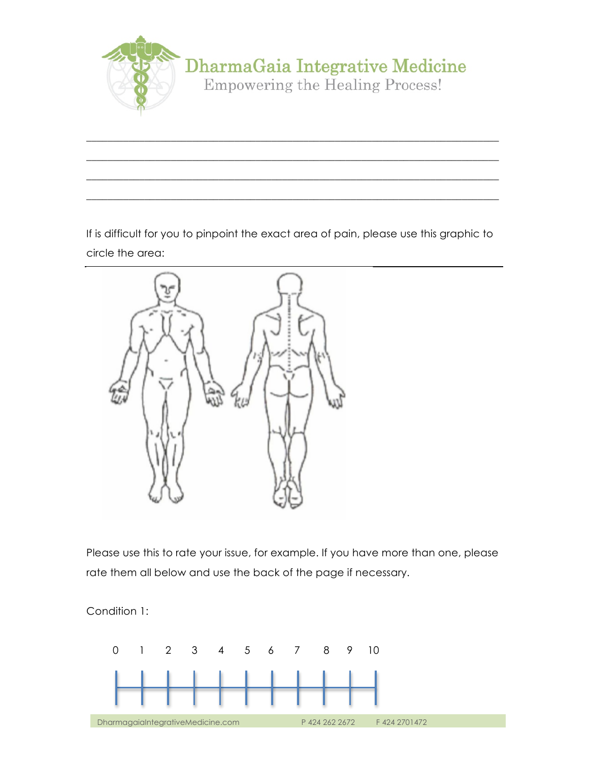# DharmaGaia Integrative Medicine

Empowering the Healing Process!

________________________________________________________________________

________________________________________________________________________

________________________________________________________________________

________________________________________________________________________

If is difficult for you to pinpoint the exact area of pain, please use this graphic to circle the area:

Please use this to rate your issue, for example. If you have more than one, please rate them all below and use the back of the page if necessary.

Condition 1:

0 1 2 3 4 5 6 7 8 9 10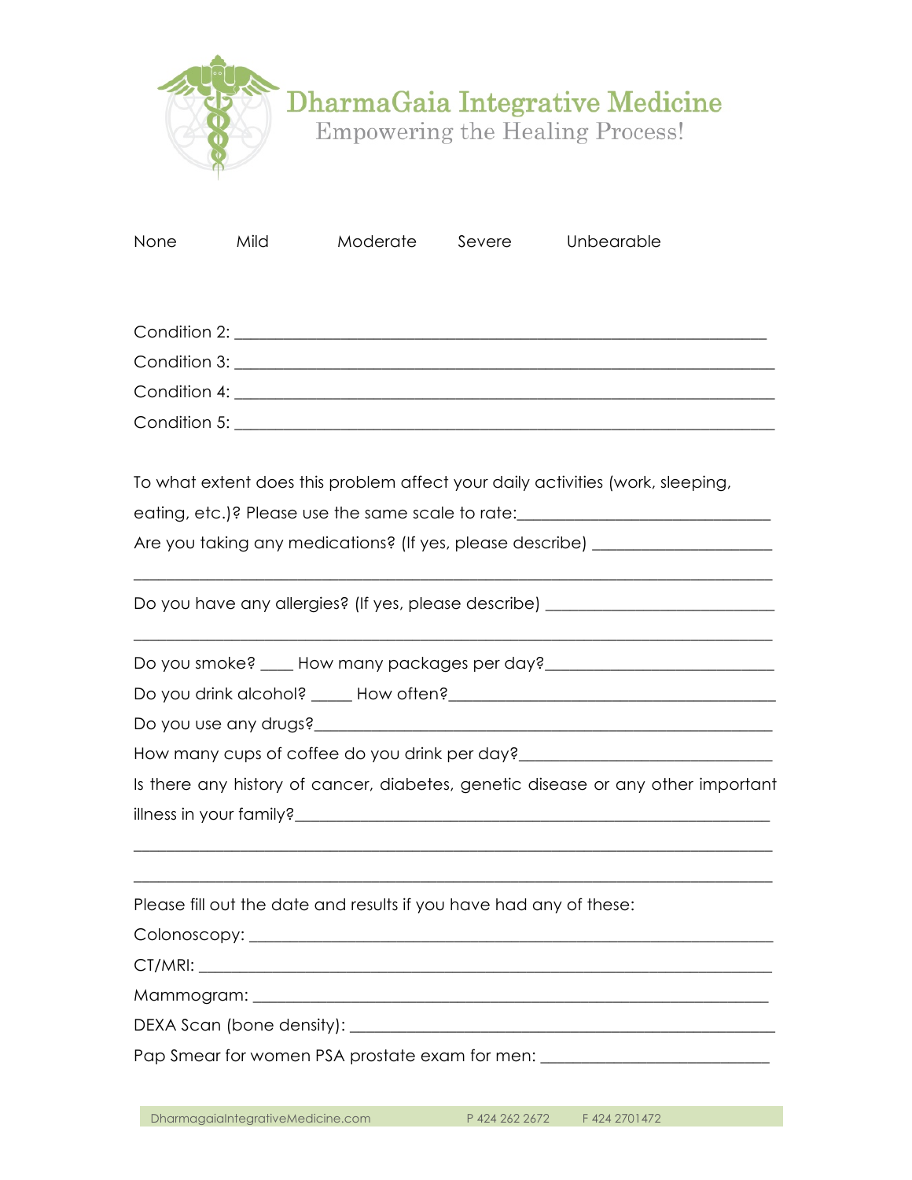# DharmaGaia Integrative Medicine

Empowering the Healing Process!

None Mild Moderate Severe Unbearable

Condition 2: ___________________________________________________________

Condition 3: ___________________________________________________________

Condition 4: ___________________________________________________________

Condition 5: ___________________________________________________________

To what extent does this problem affect your daily activities (work, sleeping, eating, etc.)? Please use the same scale to rate:_____________________________

Are you taking any medications? (If yes, please describe) ____________________

___________________________________________________________________

Do you have any allergies? (If yes, please describe) __________________________

___________________________________________________________________

Do you smoke? ____ How many packages per day?__________________________

Do you drink alcohol? _____ How often?______________________________________

Do you use any drugs?_______________________________________________________

How many cups of coffee do you drink per day?_____________________________

Is there any history of cancer, diabetes, genetic disease or any other important illness in your family?_____________________________________________________

___________________________________________________________________

___________________________________________________________________

Please fill out the date and results if you have had any of these:

Colonoscopy: ___________________________________________________________

CT/MRI: _______________________________________________________________

Mammogram: ___________________________________________________________

DEXA Scan (bone density): _______________________________________________

Pap Smear for women PSA prostate exam for men: ___________________________

DharmagaiaIntegrativeMedicine.com P 424 262 2672 F 424 2701472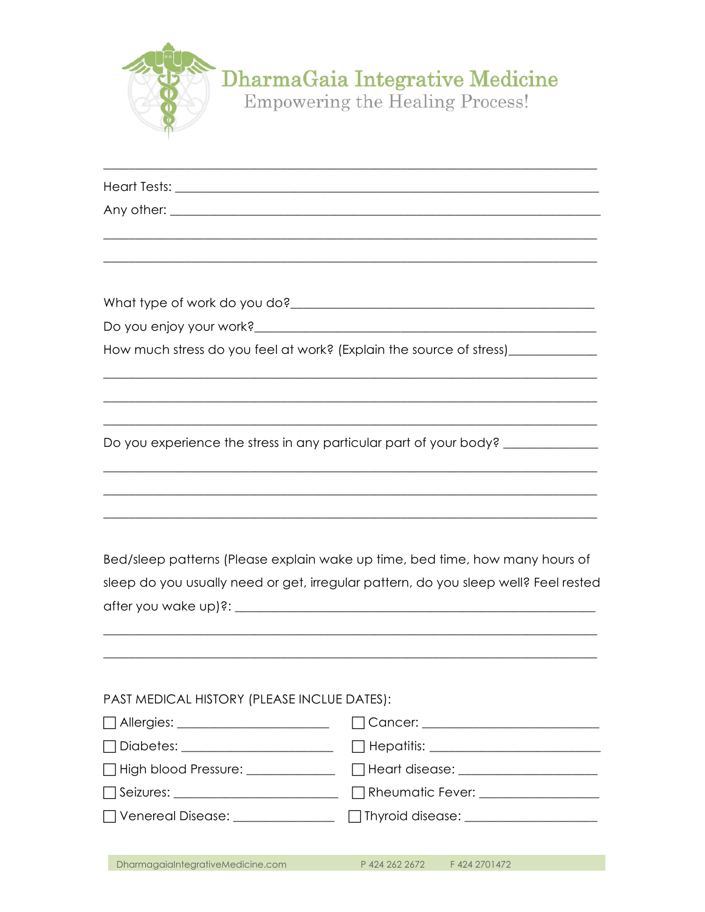Heart Tests: ______________________________________________

Any other: ______________________________________________

______________________________________________

______________________________________________

What type of work do you do?______________________________________________

Do you enjoy your work?______________________________________________

How much stress do you feel at work? (Explain the source of stress)______________

______________________________________________

______________________________________________

______________________________________________

Do you experience the stress in any particular part of your body? ______________

______________________________________________

______________________________________________

______________________________________________

Bed/sleep patterns (Please explain wake up time, bed time, how many hours of sleep do you usually need or get, irregular pattern, do you sleep well? Feel rested after you wake up)?: ______________________________________________

______________________________________________

______________________________________________

PAST MEDICAL HISTORY (PLEASE INCLUE DATES):

| | |
|---|---|
| ☐ Allergies: ______________________ | ☐ Cancer: ______________________ |
| ☐ Diabetes: ______________________ | ☐ Hepatitis: ______________________ |
| ☐ High blood Pressure: ____________ | ☐ Heart disease: ____________________ |
| ☐ Seizures: ______________________ | ☐ Rheumatic Fever: __________________ |
| ☐ Venereal Disease: ______________ | ☐ Thyroid disease: ___________________ |

DharmagaiaIntegrativeMedicine.com P 424 262 2672 F 424 2701472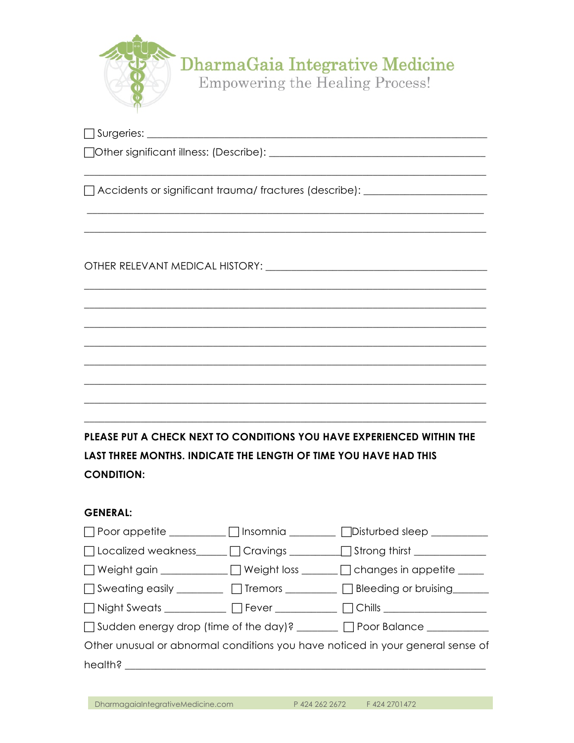DharmaGaia Integrative Medicine
Empowering the Healing Process!

☐ Surgeries: ______________________________________________________________

☐ Other significant illness: (Describe): ________________________________________

______________________________________________________________________

☐ Accidents or significant trauma/ fractures (describe): ______________________

______________________________________________________________________

______________________________________________________________________

OTHER RELEVANT MEDICAL HISTORY: __________________________________________

______________________________________________________________________

______________________________________________________________________

______________________________________________________________________

______________________________________________________________________

______________________________________________________________________

______________________________________________________________________

______________________________________________________________________

______________________________________________________________________

**PLEASE PUT A CHECK NEXT TO CONDITIONS YOU HAVE EXPERIENCED WITHIN THE LAST THREE MONTHS. INDICATE THE LENGTH OF TIME YOU HAVE HAD THIS CONDITION:**

**GENERAL:**

☐ Poor appetite __________ ☐ Insomnia ________ ☐ Disturbed sleep __________

☐ Localized weakness______ ☐ Cravings __________ ☐ Strong thirst _____________

☐ Weight gain ____________ ☐ Weight loss _______ ☐ changes in appetite _____

☐ Sweating easily ________ ☐ Tremors _________ ☐ Bleeding or bruising______

☐ Night Sweats ___________ ☐ Fever ___________ ☐ Chills __________________

☐ Sudden energy drop (time of the day)? _______ ☐ Poor Balance ___________

Other unusual or abnormal conditions you have noticed in your general sense of health? ______________________________________________________________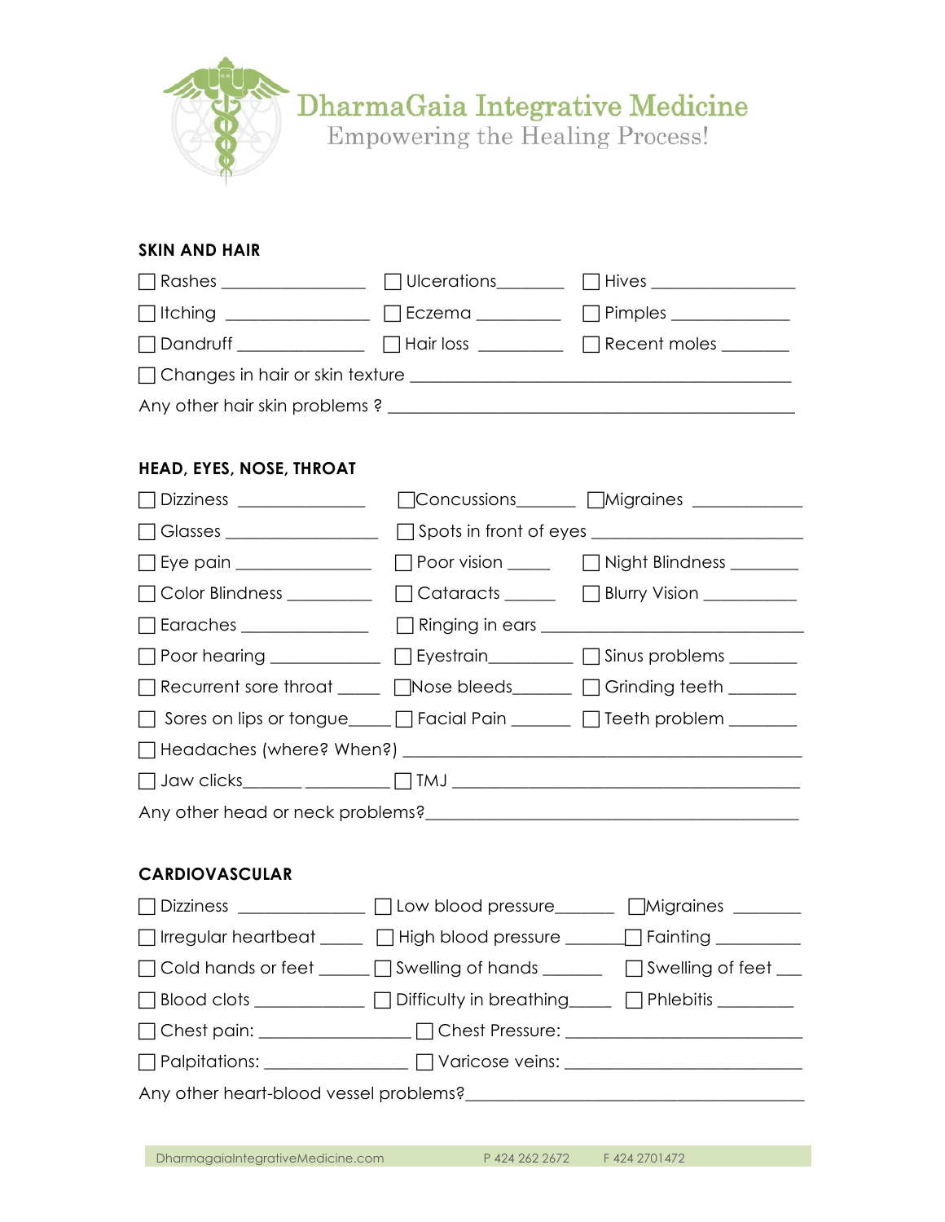DharmaGaia Integrative Medicine
Empowering the Healing Process!

### SKIN AND HAIR

☐ Rashes ________________ ☐ Ulcerations_______ ☐ Hives ________________

☐ Itching ________________ ☐ Eczema _________ ☐ Pimples _____________

☐ Dandruff ______________ ☐ Hair loss _________ ☐ Recent moles _______

☐ Changes in hair or skin texture ___________________________________________

Any other hair skin problems ? _____________________________________________

### HEAD, EYES, NOSE, THROAT

☐ Dizziness ______________ ☐ Concussions______ ☐ Migraines ____________

☐ Glasses ________________ ☐ Spots in front of eyes ______________________

☐ Eye pain _______________ ☐ Poor vision _____ ☐ Night Blindness ________

☐ Color Blindness _________ ☐ Cataracts ______ ☐ Blurry Vision __________

☐ Earaches ______________ ☐ Ringing in ears ______________________________

☐ Poor hearing ____________ ☐ Eyestrain_________ ☐ Sinus problems ________

☐ Recurrent sore throat _____ ☐ Nose bleeds_______ ☐ Grinding teeth ________

☐ Sores on lips or tongue_____ ☐ Facial Pain _______ ☐ Teeth problem ________

☐ Headaches (where? When?) _________________________________________

☐ Jaw clicks_______ __________ ☐ TMJ _______________________________________

Any other head or neck problems?___________________________________________

### CARDIOVASCULAR

☐ Dizziness ______________ ☐ Low blood pressure______ ☐ Migraines ________

☐ Irregular heartbeat _____ ☐ High blood pressure _______ ☐ Fainting __________

☐ Cold hands or feet ______ ☐ Swelling of hands _______ ☐ Swelling of feet ___

☐ Blood clots ____________ ☐ Difficulty in breathing_____ ☐ Phlebitis _________

☐ Chest pain: _________________ ☐ Chest Pressure: __________________________

☐ Palpitations: ________________ ☐ Varicose veins: __________________________

Any other heart-blood vessel problems?______________________________________

DharmagaiaIntegrativeMedicine.com P 424 262 2672 F 424 2701472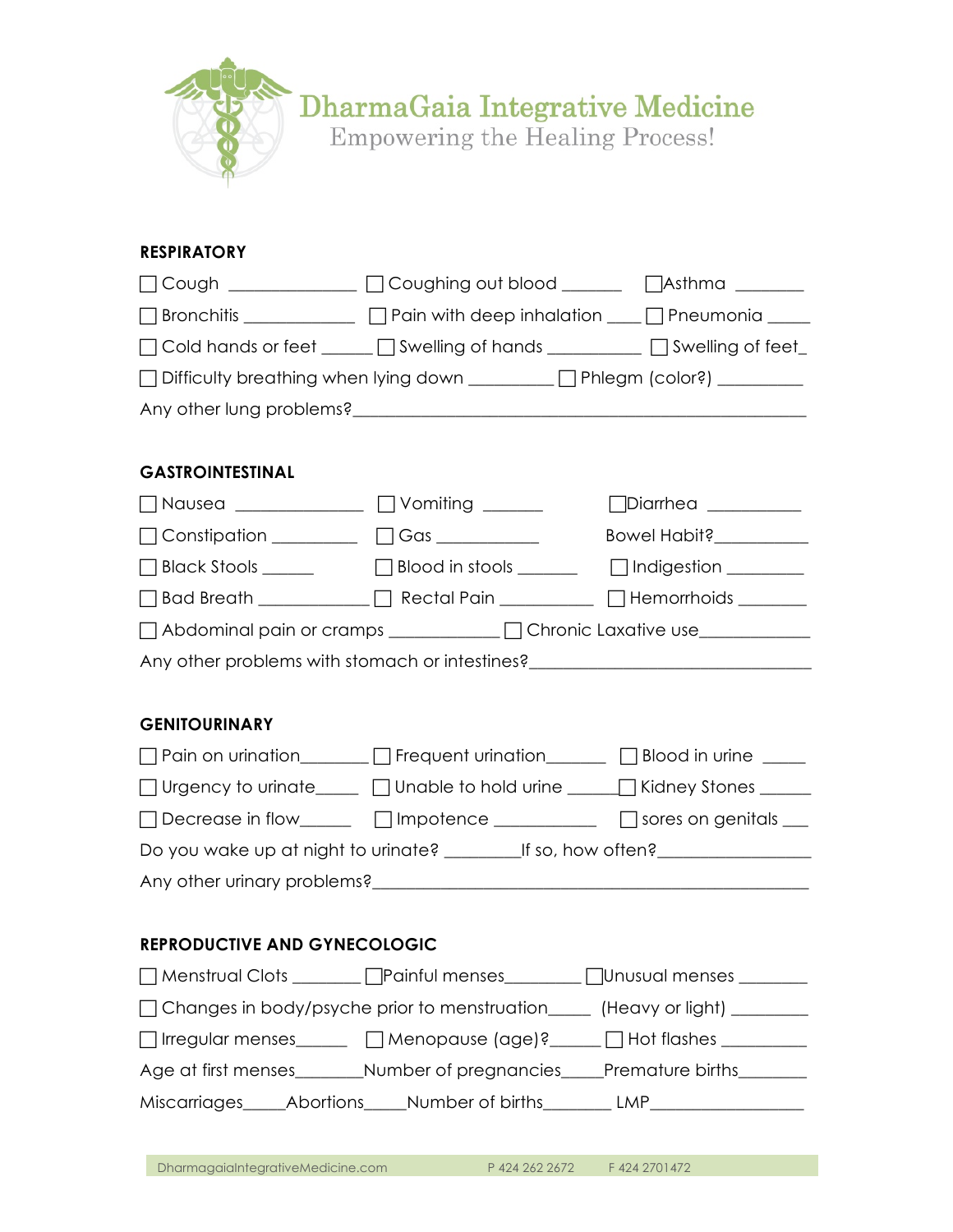# DharmaGaia Integrative Medicine

Empowering the Healing Process!

**RESPIRATORY**

☐ Cough _____________ ☐ Coughing out blood ______ ☐Asthma _______

☐ Bronchitis ____________ ☐ Pain with deep inhalation ___ ☐ Pneumonia ____

☐ Cold hands or feet _____ ☐ Swelling of hands __________ ☐ Swelling of feet_

☐ Difficulty breathing when lying down _________ ☐ Phlegm (color?) _________

Any other lung problems?_______________________________________________

**GASTROINTESTINAL**

☐ Nausea ______________ ☐ Vomiting ______ ☐Diarrhea __________

☐ Constipation _________ ☐ Gas ___________ Bowel Habit?__________

☐ Black Stools _____ ☐ Blood in stools ______ ☐ Indigestion ________

☐ Bad Breath ____________ ☐ Rectal Pain __________ ☐ Hemorrhoids _______

☐ Abdominal pain or cramps ____________ ☐ Chronic Laxative use____________

Any other problems with stomach or intestines?______________________________

**GENITOURINARY**

☐ Pain on urination_______ ☐ Frequent urination______ ☐ Blood in urine _____

☐ Urgency to urinate_____ ☐ Unable to hold urine ______ ☐ Kidney Stones ______

☐ Decrease in flow_____ ☐ Impotence ___________ ☐ sores on genitals ___

Do you wake up at night to urinate? ________If so, how often?________________

Any other urinary problems?_____________________________________________

**REPRODUCTIVE AND GYNECOLOGIC**

☐ Menstrual Clots _______ ☐Painful menses________ ☐Unusual menses _______

☐ Changes in body/psyche prior to menstruation_____ (Heavy or light) ________

☐ Irregular menses_____ ☐ Menopause (age)?_____ ☐ Hot flashes _________

Age at first menses_______Number of pregnancies____Premature births_______

Miscarriages_____Abortions_____Number of births_______ LMP________________

DharmagaiaIntegrativeMedicine.com P 424 262 2672 F 424 2701472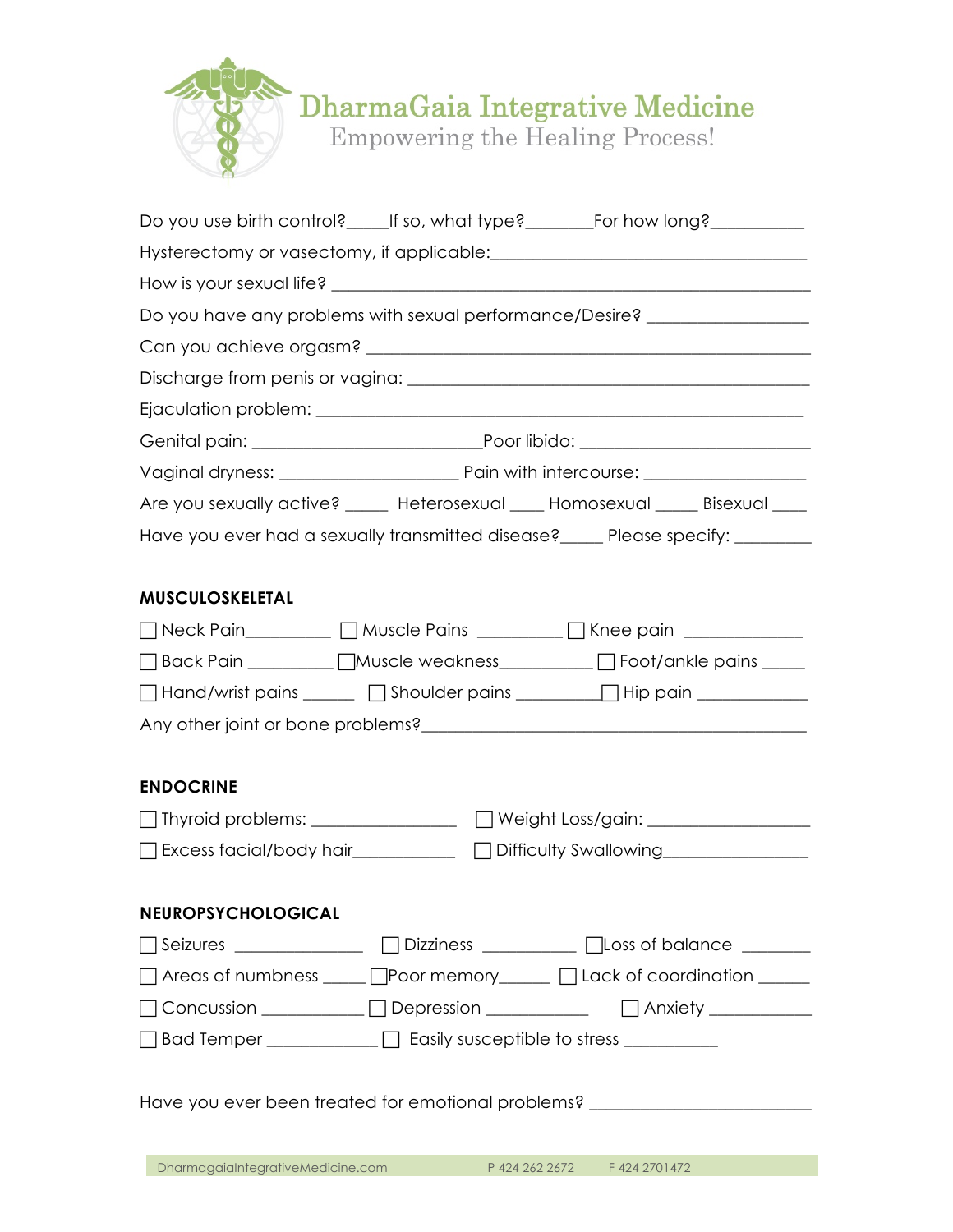# DharmaGaia Integrative Medicine

Empowering the Healing Process!

Do you use birth control?_____If so, what type?________For how long?___________

Hysterectomy or vasectomy, if applicable:_____________________________________

How is your sexual life? _______________________________________________________

Do you have any problems with sexual performance/Desire? __________________

Can you achieve orgasm? ____________________________________________________

Discharge from penis or vagina: ______________________________________________

Ejaculation problem: ____________________________________________________

Genital pain: __________________________Poor libido: __________________________

Vaginal dryness: ____________________ Pain with intercourse: __________________

Are you sexually active? _____ Heterosexual ____ Homosexual _____ Bisexual ____

Have you ever had a sexually transmitted disease?_____ Please specify: _________

## MUSCULOSKELETAL

☐ Neck Pain__________ ☐ Muscle Pains __________ ☐ Knee pain ______________

☐ Back Pain __________ ☐ Muscle weakness___________ ☐ Foot/ankle pains _____

☐ Hand/wrist pains ______ ☐ Shoulder pains __________ ☐ Hip pain _____________

Any other joint or bone problems?_______________________________________________

## ENDOCRINE

☐ Thyroid problems: _________________ ☐ Weight Loss/gain: ___________________

☐ Excess facial/body hair____________ ☐ Difficulty Swallowing_________________

## NEUROPSYCHOLOGICAL

☐ Seizures _______________ ☐ Dizziness ___________ ☐ Loss of balance ________

☐ Areas of numbness _____ ☐ Poor memory______ ☐ Lack of coordination ______

☐ Concussion ____________ ☐ Depression _____________ ☐ Anxiety ____________

☐ Bad Temper _____________ ☐ Easily susceptible to stress ___________

Have you ever been treated for emotional problems? _________________________

DharmagaiaIntegrativeMedicine.com P 424 262 2672 F 424 2701472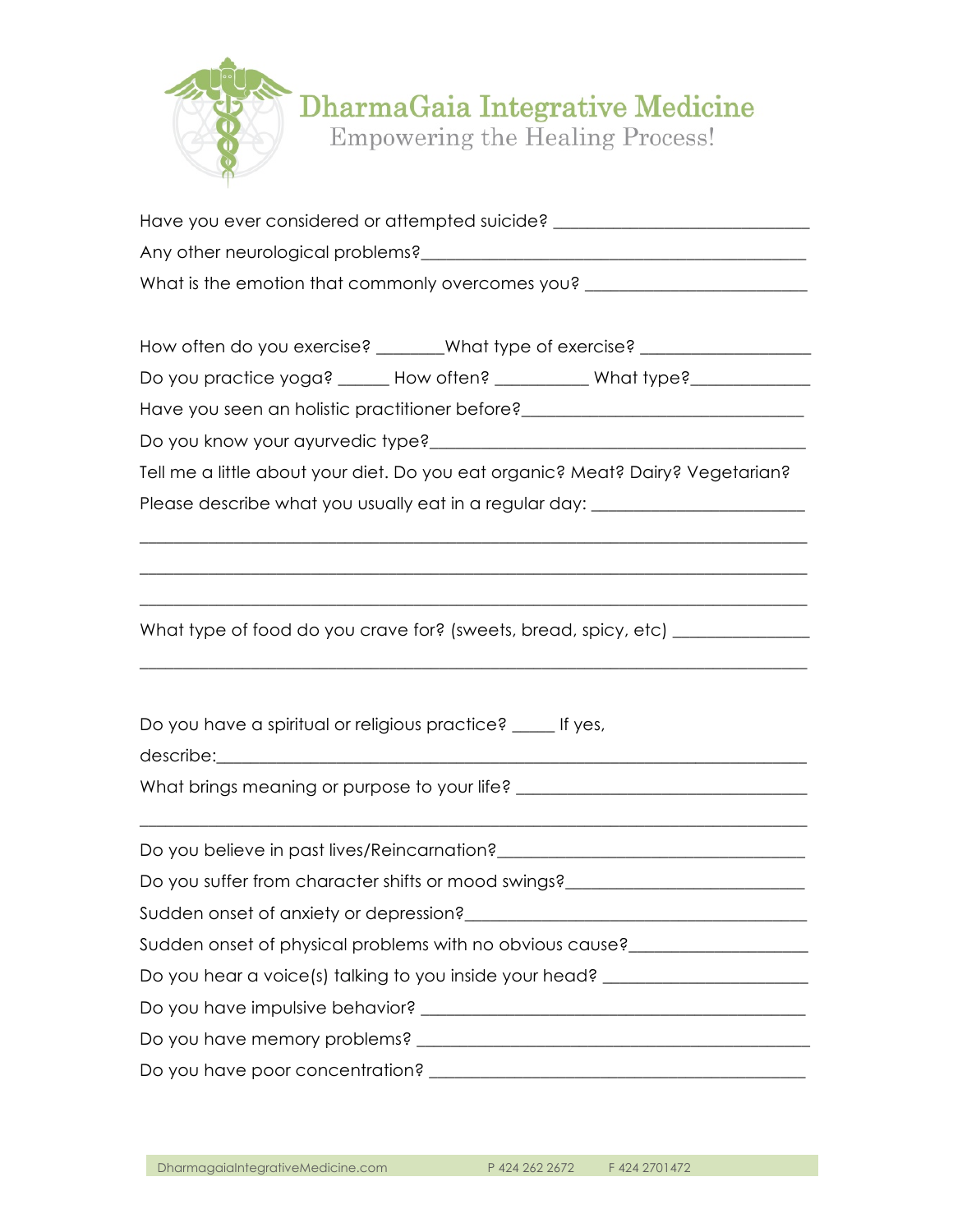# DharmaGaia Integrative Medicine

Empowering the Healing Process!

Have you ever considered or attempted suicide? ____________________________

Any other neurological problems?__________________________________________

What is the emotion that commonly overcomes you? _________________________

How often do you exercise? _______What type of exercise? __________________

Do you practice yoga? _____ How often? __________ What type?____________

Have you seen an holistic practitioner before?_______________________________

Do you know your ayurvedic type?__________________________________________

Tell me a little about your diet. Do you eat organic? Meat? Dairy? Vegetarian?

Please describe what you usually eat in a regular day: _______________________

_____________________________________________________________________

_____________________________________________________________________

_____________________________________________________________________

What type of food do you crave for? (sweets, bread, spicy, etc) ______________

_____________________________________________________________________

Do you have a spiritual or religious practice? _____ If yes,

describe:_____________________________________________________________

What brings meaning or purpose to your life? ________________________________

_____________________________________________________________________

Do you believe in past lives/Reincarnation?_________________________________

Do you suffer from character shifts or mood swings?__________________________

Sudden onset of anxiety or depression?_____________________________________

Sudden onset of physical problems with no obvious cause?___________________

Do you hear a voice(s) talking to you inside your head? ______________________

Do you have impulsive behavior? __________________________________________

Do you have memory problems? __________________________________________

Do you have poor concentration? _________________________________________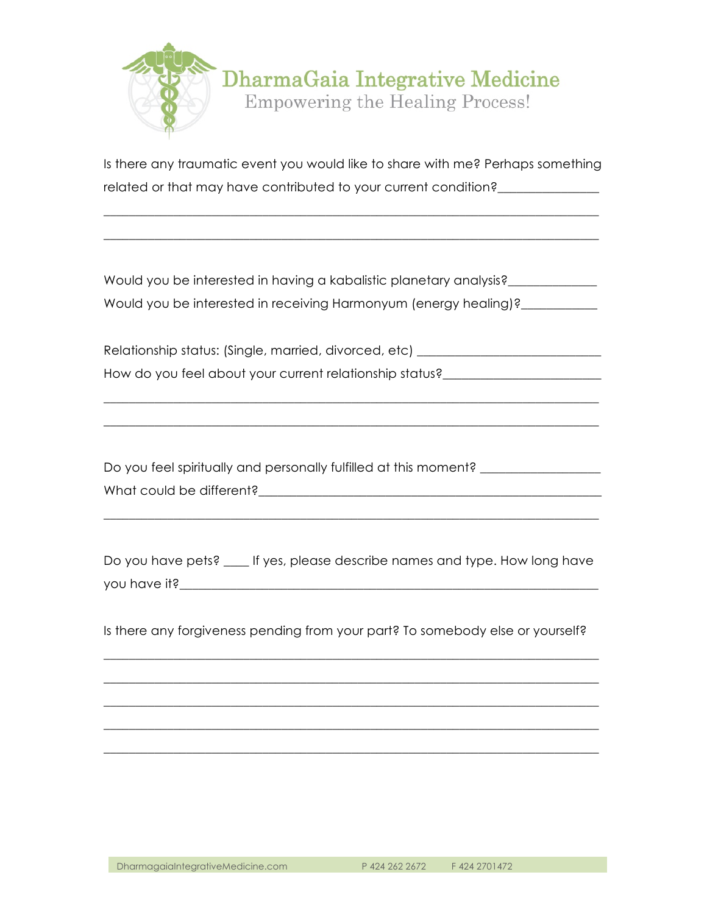# DharmaGaia Integrative Medicine

Empowering the Healing Process!

Is there any traumatic event you would like to share with me? Perhaps something related or that may have contributed to your current condition?_______________

___________________________________________________________________________

___________________________________________________________________________

Would you be interested in having a kabalistic planetary analysis?_____________

Would you be interested in receiving Harmonyum (energy healing)?___________

Relationship status: (Single, married, divorced, etc) ___________________________

How do you feel about your current relationship status?_______________________

___________________________________________________________________________

___________________________________________________________________________

Do you feel spiritually and personally fulfilled at this moment? __________________

What could be different?___________________________________________________

___________________________________________________________________________

Do you have pets? ____ If yes, please describe names and type. How long have you have it?___________________________________________________________________

Is there any forgiveness pending from your part? To somebody else or yourself?

___________________________________________________________________________

___________________________________________________________________________

___________________________________________________________________________

___________________________________________________________________________

___________________________________________________________________________

DharmagaiaIntegrativeMedicine.com P 424 262 2672 F 424 2701472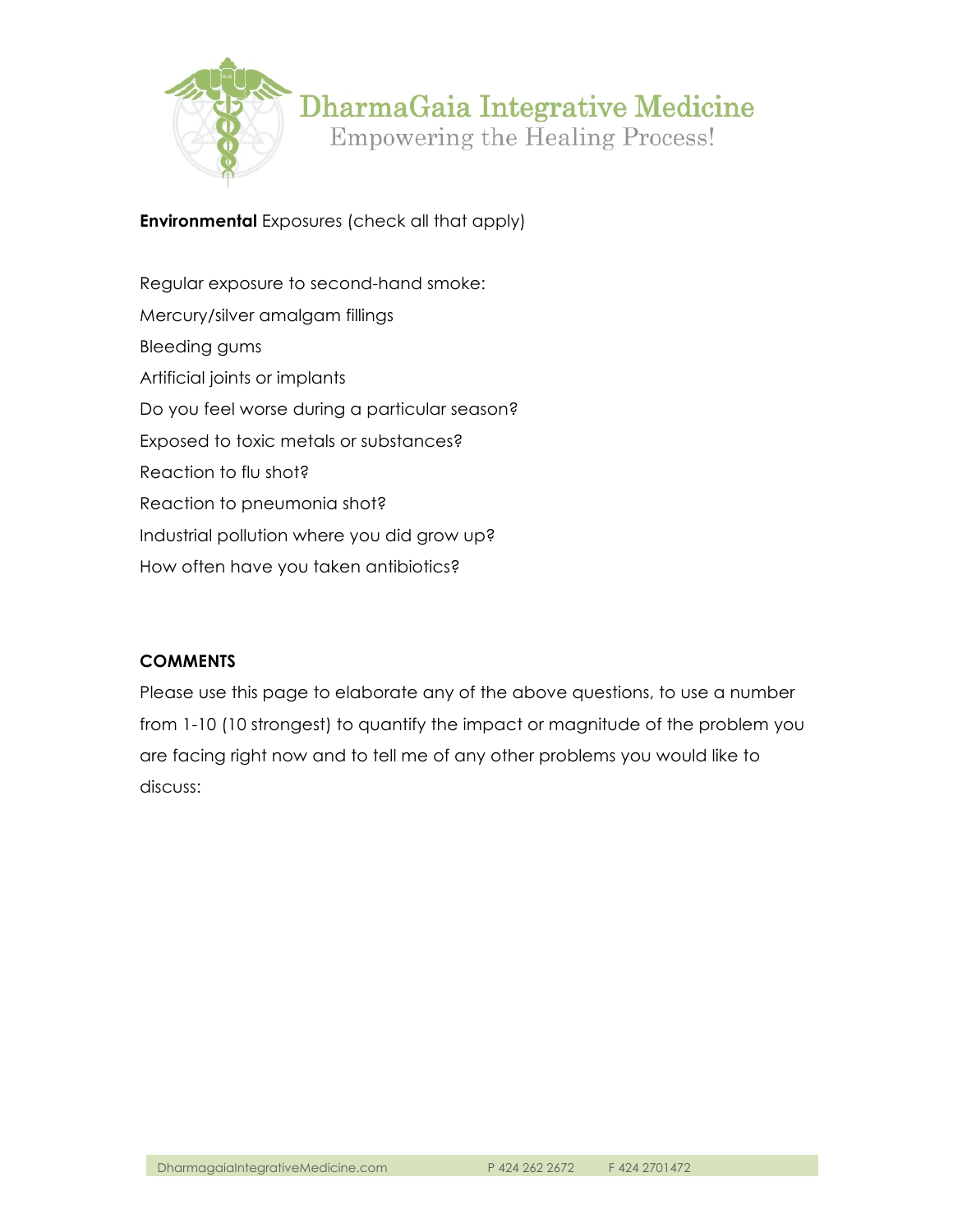**Environmental** Exposures (check all that apply)

Regular exposure to second-hand smoke:

Mercury/silver amalgam fillings

Bleeding gums

Artificial joints or implants

Do you feel worse during a particular season?

Exposed to toxic metals or substances?

Reaction to flu shot?

Reaction to pneumonia shot?

Industrial pollution where you did grow up?

How often have you taken antibiotics?

**COMMENTS**

Please use this page to elaborate any of the above questions, to use a number from 1-10 (10 strongest) to quantify the impact or magnitude of the problem you are facing right now and to tell me of any other problems you would like to discuss: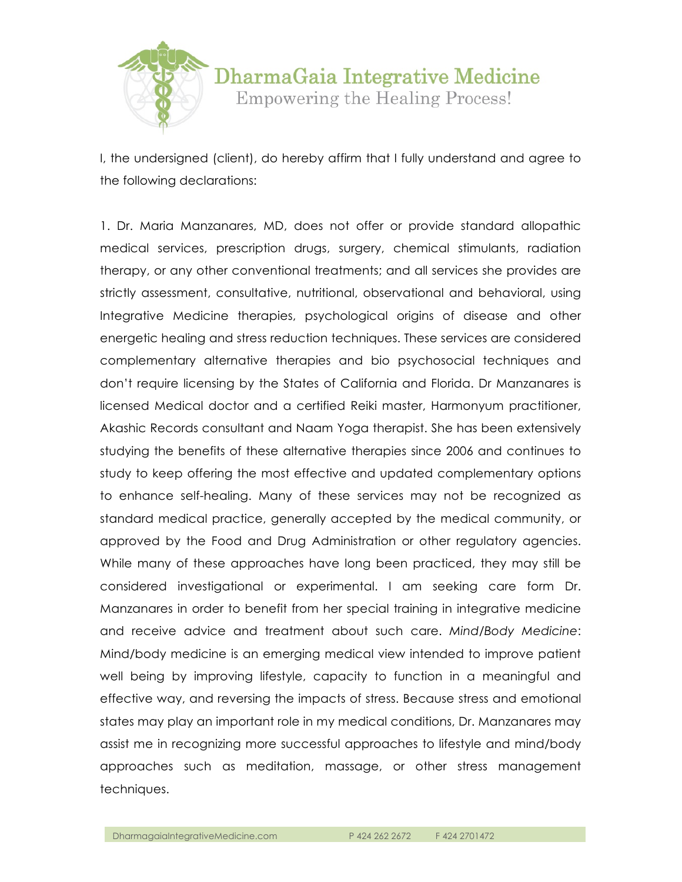# DharmaGaia Integrative Medicine

Empowering the Healing Process!

I, the undersigned (client), do hereby affirm that I fully understand and agree to the following declarations:

1. Dr. Maria Manzanares, MD, does not offer or provide standard allopathic medical services, prescription drugs, surgery, chemical stimulants, radiation therapy, or any other conventional treatments; and all services she provides are strictly assessment, consultative, nutritional, observational and behavioral, using Integrative Medicine therapies, psychological origins of disease and other energetic healing and stress reduction techniques. These services are considered complementary alternative therapies and bio psychosocial techniques and don't require licensing by the States of California and Florida. Dr Manzanares is licensed Medical doctor and a certified Reiki master, Harmonyum practitioner, Akashic Records consultant and Naam Yoga therapist. She has been extensively studying the benefits of these alternative therapies since 2006 and continues to study to keep offering the most effective and updated complementary options to enhance self-healing. Many of these services may not be recognized as standard medical practice, generally accepted by the medical community, or approved by the Food and Drug Administration or other regulatory agencies. While many of these approaches have long been practiced, they may still be considered investigational or experimental. I am seeking care form Dr. Manzanares in order to benefit from her special training in integrative medicine and receive advice and treatment about such care. *Mind/Body Medicine*: Mind/body medicine is an emerging medical view intended to improve patient well being by improving lifestyle, capacity to function in a meaningful and effective way, and reversing the impacts of stress. Because stress and emotional states may play an important role in my medical conditions, Dr. Manzanares may assist me in recognizing more successful approaches to lifestyle and mind/body approaches such as meditation, massage, or other stress management techniques.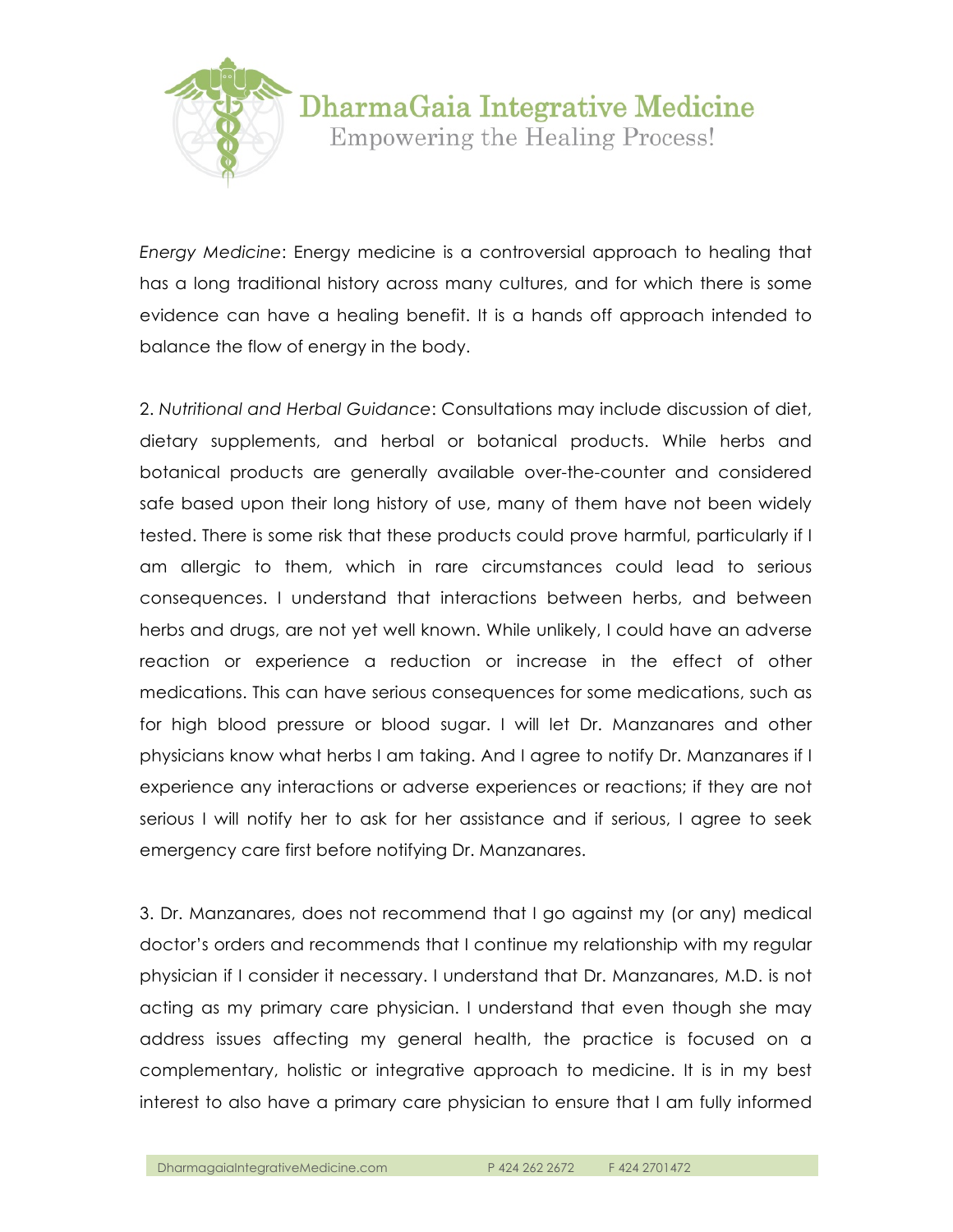*Energy Medicine*: Energy medicine is a controversial approach to healing that has a long traditional history across many cultures, and for which there is some evidence can have a healing benefit. It is a hands off approach intended to balance the flow of energy in the body.

2. *Nutritional and Herbal Guidance*: Consultations may include discussion of diet, dietary supplements, and herbal or botanical products. While herbs and botanical products are generally available over-the-counter and considered safe based upon their long history of use, many of them have not been widely tested. There is some risk that these products could prove harmful, particularly if I am allergic to them, which in rare circumstances could lead to serious consequences. I understand that interactions between herbs, and between herbs and drugs, are not yet well known. While unlikely, I could have an adverse reaction or experience a reduction or increase in the effect of other medications. This can have serious consequences for some medications, such as for high blood pressure or blood sugar. I will let Dr. Manzanares and other physicians know what herbs I am taking. And I agree to notify Dr. Manzanares if I experience any interactions or adverse experiences or reactions; if they are not serious I will notify her to ask for her assistance and if serious, I agree to seek emergency care first before notifying Dr. Manzanares.

3. Dr. Manzanares, does not recommend that I go against my (or any) medical doctor's orders and recommends that I continue my relationship with my regular physician if I consider it necessary. I understand that Dr. Manzanares, M.D. is not acting as my primary care physician. I understand that even though she may address issues affecting my general health, the practice is focused on a complementary, holistic or integrative approach to medicine. It is in my best interest to also have a primary care physician to ensure that I am fully informed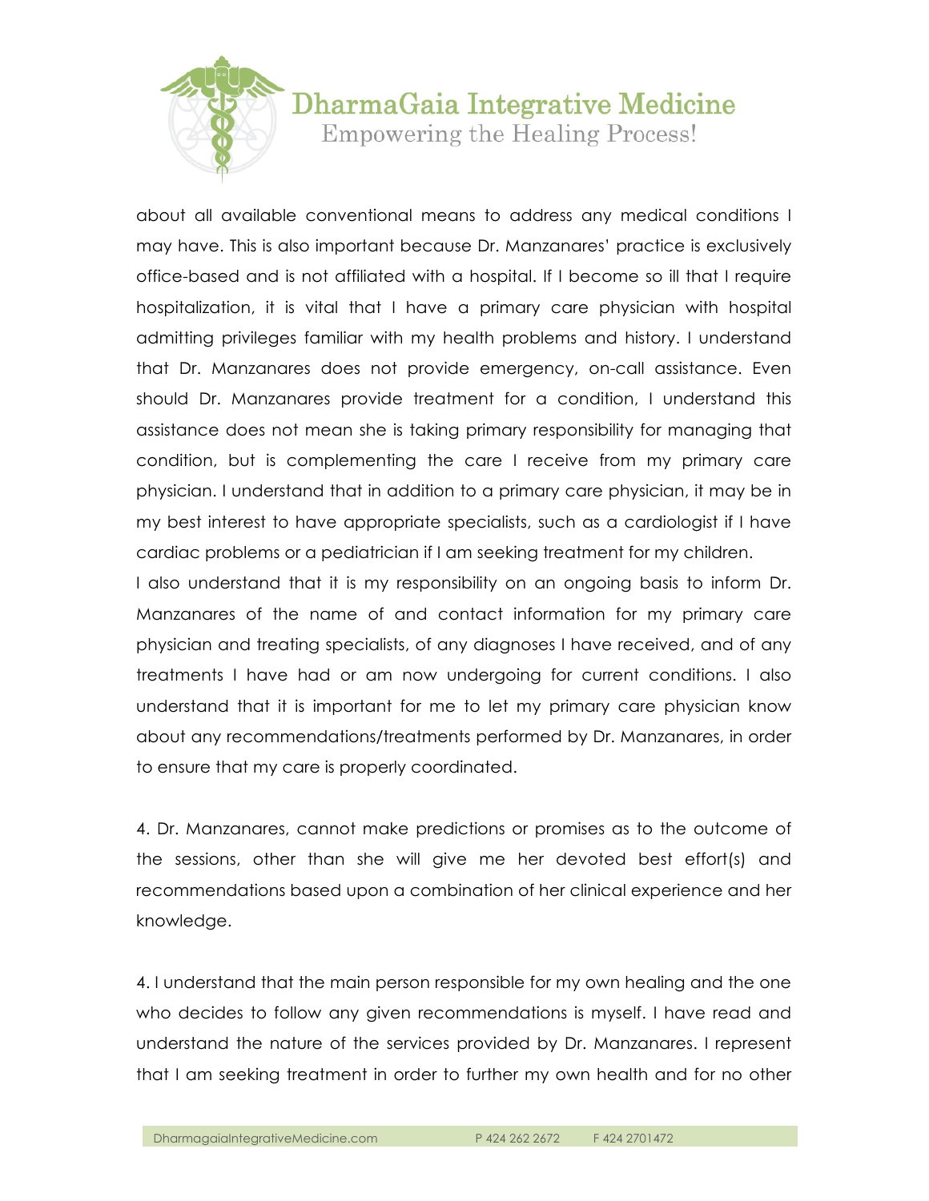about all available conventional means to address any medical conditions I may have. This is also important because Dr. Manzanares' practice is exclusively office-based and is not affiliated with a hospital. If I become so ill that I require hospitalization, it is vital that I have a primary care physician with hospital admitting privileges familiar with my health problems and history. I understand that Dr. Manzanares does not provide emergency, on-call assistance. Even should Dr. Manzanares provide treatment for a condition, I understand this assistance does not mean she is taking primary responsibility for managing that condition, but is complementing the care I receive from my primary care physician. I understand that in addition to a primary care physician, it may be in my best interest to have appropriate specialists, such as a cardiologist if I have cardiac problems or a pediatrician if I am seeking treatment for my children.

I also understand that it is my responsibility on an ongoing basis to inform Dr. Manzanares of the name of and contact information for my primary care physician and treating specialists, of any diagnoses I have received, and of any treatments I have had or am now undergoing for current conditions. I also understand that it is important for me to let my primary care physician know about any recommendations/treatments performed by Dr. Manzanares, in order to ensure that my care is properly coordinated.

4. Dr. Manzanares, cannot make predictions or promises as to the outcome of the sessions, other than she will give me her devoted best effort(s) and recommendations based upon a combination of her clinical experience and her knowledge.

4. I understand that the main person responsible for my own healing and the one who decides to follow any given recommendations is myself. I have read and understand the nature of the services provided by Dr. Manzanares. I represent that I am seeking treatment in order to further my own health and for no other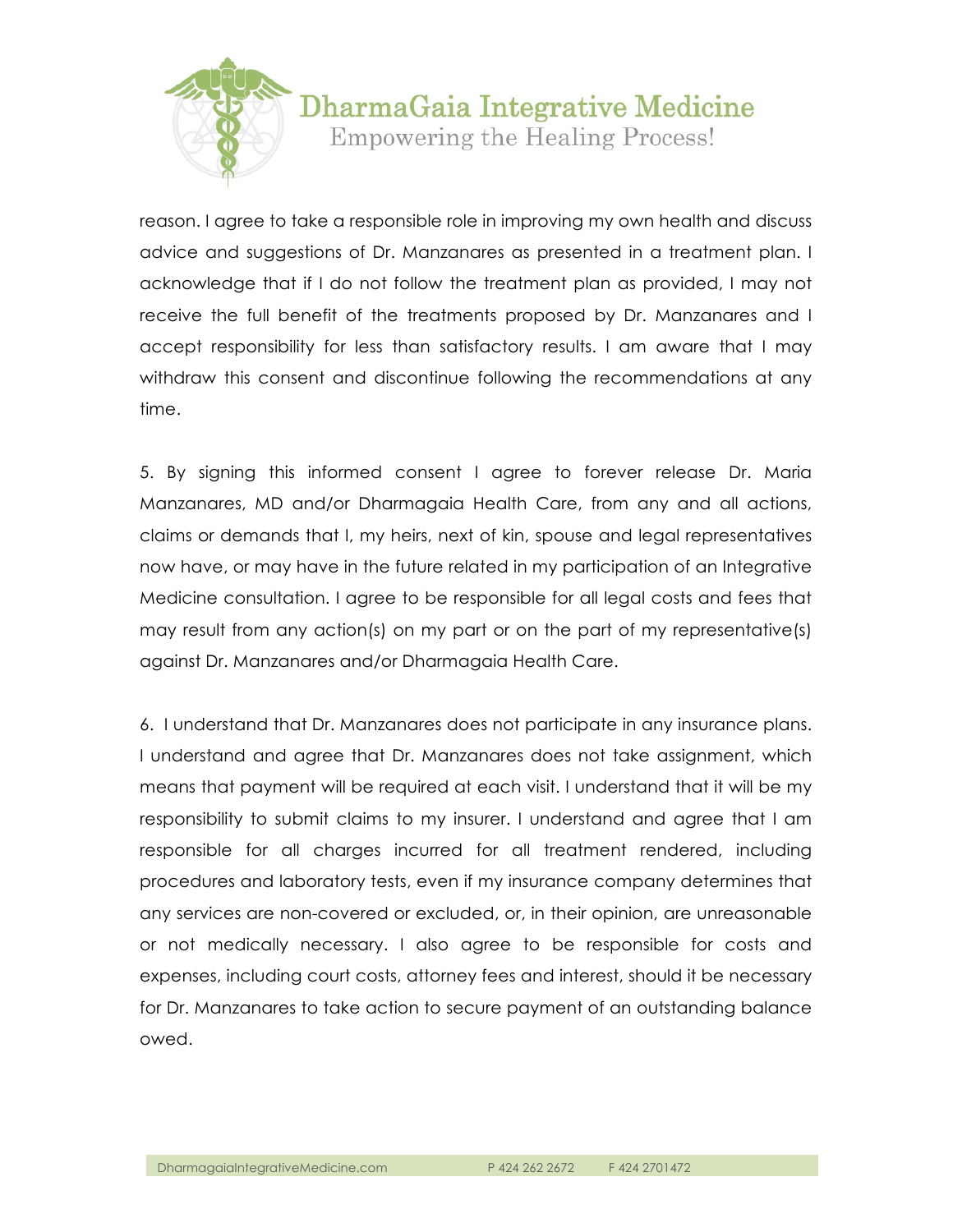reason. I agree to take a responsible role in improving my own health and discuss advice and suggestions of Dr. Manzanares as presented in a treatment plan. I acknowledge that if I do not follow the treatment plan as provided, I may not receive the full benefit of the treatments proposed by Dr. Manzanares and I accept responsibility for less than satisfactory results. I am aware that I may withdraw this consent and discontinue following the recommendations at any time.

5. By signing this informed consent I agree to forever release Dr. Maria Manzanares, MD and/or Dharmagaia Health Care, from any and all actions, claims or demands that I, my heirs, next of kin, spouse and legal representatives now have, or may have in the future related in my participation of an Integrative Medicine consultation. I agree to be responsible for all legal costs and fees that may result from any action(s) on my part or on the part of my representative(s) against Dr. Manzanares and/or Dharmagaia Health Care.

6. I understand that Dr. Manzanares does not participate in any insurance plans. I understand and agree that Dr. Manzanares does not take assignment, which means that payment will be required at each visit. I understand that it will be my responsibility to submit claims to my insurer. I understand and agree that I am responsible for all charges incurred for all treatment rendered, including procedures and laboratory tests, even if my insurance company determines that any services are non-covered or excluded, or, in their opinion, are unreasonable or not medically necessary. I also agree to be responsible for costs and expenses, including court costs, attorney fees and interest, should it be necessary for Dr. Manzanares to take action to secure payment of an outstanding balance owed.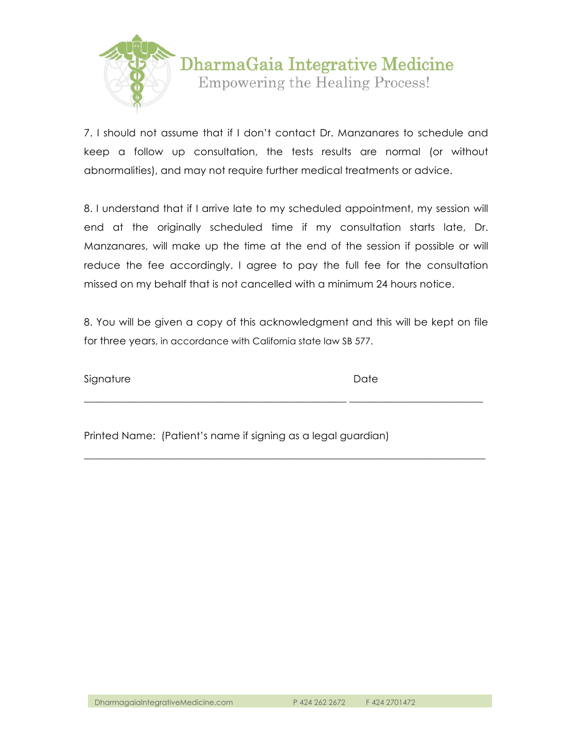7. I should not assume that if I don't contact Dr. Manzanares to schedule and keep a follow up consultation, the tests results are normal (or without abnormalities), and may not require further medical treatments or advice.

8. I understand that if I arrive late to my scheduled appointment, my session will end at the originally scheduled time if my consultation starts late, Dr. Manzanares, will make up the time at the end of the session if possible or will reduce the fee accordingly. I agree to pay the full fee for the consultation missed on my behalf that is not cancelled with a minimum 24 hours notice.

8. You will be given a copy of this acknowledgment and this will be kept on file for three years, in accordance with California state law SB 577.

Signature \_\_\_\_\_\_\_\_\_\_\_\_\_\_\_\_\_\_\_\_\_\_\_\_\_\_\_\_\_\_\_\_\_\_\_\_\_\_\_\_\_\_\_\_ Date \_\_\_\_\_\_\_\_\_\_\_\_\_\_\_\_\_\_\_\_\_\_\_\_

Printed Name: (Patient's name if signing as a legal guardian)

\_\_\_\_\_\_\_\_\_\_\_\_\_\_\_\_\_\_\_\_\_\_\_\_\_\_\_\_\_\_\_\_\_\_\_\_\_\_\_\_\_\_\_\_\_\_\_\_\_\_\_\_\_\_\_\_\_\_\_\_\_\_\_\_\_\_\_\_